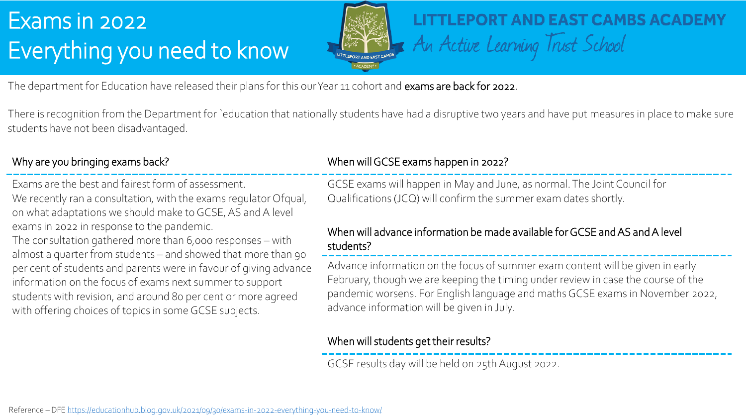# Exams in 2022
# Everything you need to know

## LITTLEPORT AND EAST CAMBS ACADEMY

*An Active Learning Trust School*

The department for Education have released their plans for this our Year 11 cohort and **exams are back for 2022**.

There is recognition from the Department for `education that nationally students have had a disruptive two years and have put measures in place to make sure students have not been disadvantaged.

### Why are you bringing exams back?

Exams are the best and fairest form of assessment.
We recently ran a consultation, with the exams regulator Ofqual, on what adaptations we should make to GCSE, AS and A level exams in 2022 in response to the pandemic.
The consultation gathered more than 6,000 responses – with almost a quarter from students – and showed that more than 90 per cent of students and parents were in favour of giving advance information on the focus of exams next summer to support students with revision, and around 80 per cent or more agreed with offering choices of topics in some GCSE subjects.

### When will GCSE exams happen in 2022?

GCSE exams will happen in May and June, as normal. The Joint Council for Qualifications (JCQ) will confirm the summer exam dates shortly.

### When will advance information be made available for GCSE and AS and A level students?

Advance information on the focus of summer exam content will be given in early February, though we are keeping the timing under review in case the course of the pandemic worsens. For English language and maths GCSE exams in November 2022, advance information will be given in July.

### When will students get their results?

GCSE results day will be held on 25th August 2022.

Reference – DFE https://educationhub.blog.gov.uk/2021/09/30/exams-in-2022-everything-you-need-to-know/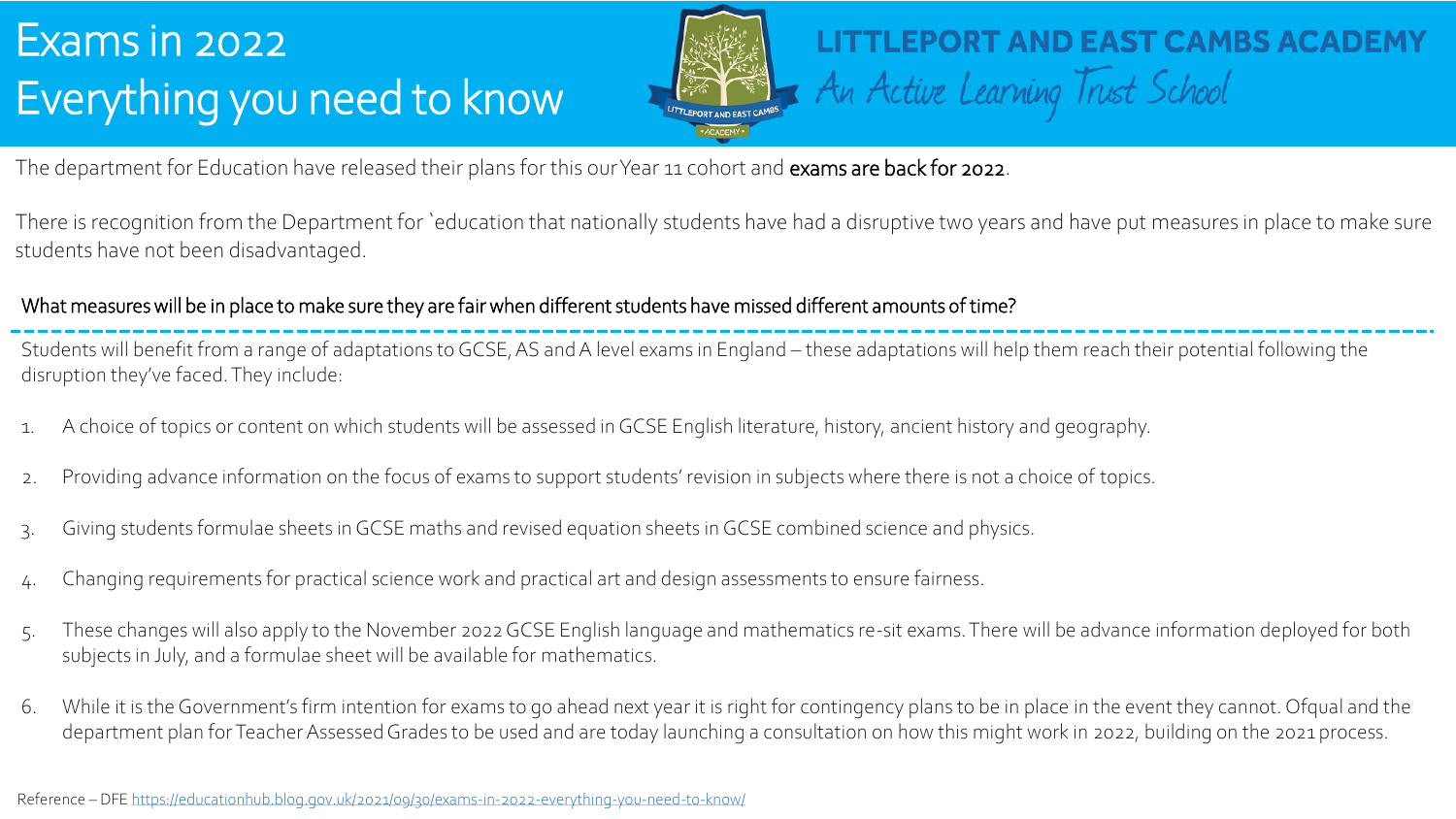# Exams in 2022
# Everything you need to know

**LITTLEPORT AND EAST CAMBS ACADEMY**

*An Active Learning Trust School*

The department for Education have released their plans for this our Year 11 cohort and **exams are back for 2022**.

There is recognition from the Department for `education that nationally students have had a disruptive two years and have put measures in place to make sure students have not been disadvantaged.

### What measures will be in place to make sure they are fair when different students have missed different amounts of time?

Students will benefit from a range of adaptations to GCSE, AS and A level exams in England – these adaptations will help them reach their potential following the disruption they've faced. They include:

1. A choice of topics or content on which students will be assessed in GCSE English literature, history, ancient history and geography.
2. Providing advance information on the focus of exams to support students' revision in subjects where there is not a choice of topics.
3. Giving students formulae sheets in GCSE maths and revised equation sheets in GCSE combined science and physics.
4. Changing requirements for practical science work and practical art and design assessments to ensure fairness.
5. These changes will also apply to the November 2022 GCSE English language and mathematics re-sit exams. There will be advance information deployed for both subjects in July, and a formulae sheet will be available for mathematics.
6. While it is the Government's firm intention for exams to go ahead next year it is right for contingency plans to be in place in the event they cannot. Ofqual and the department plan for Teacher Assessed Grades to be used and are today launching a consultation on how this might work in 2022, building on the 2021 process.

Reference – DFE https://educationhub.blog.gov.uk/2021/09/30/exams-in-2022-everything-you-need-to-know/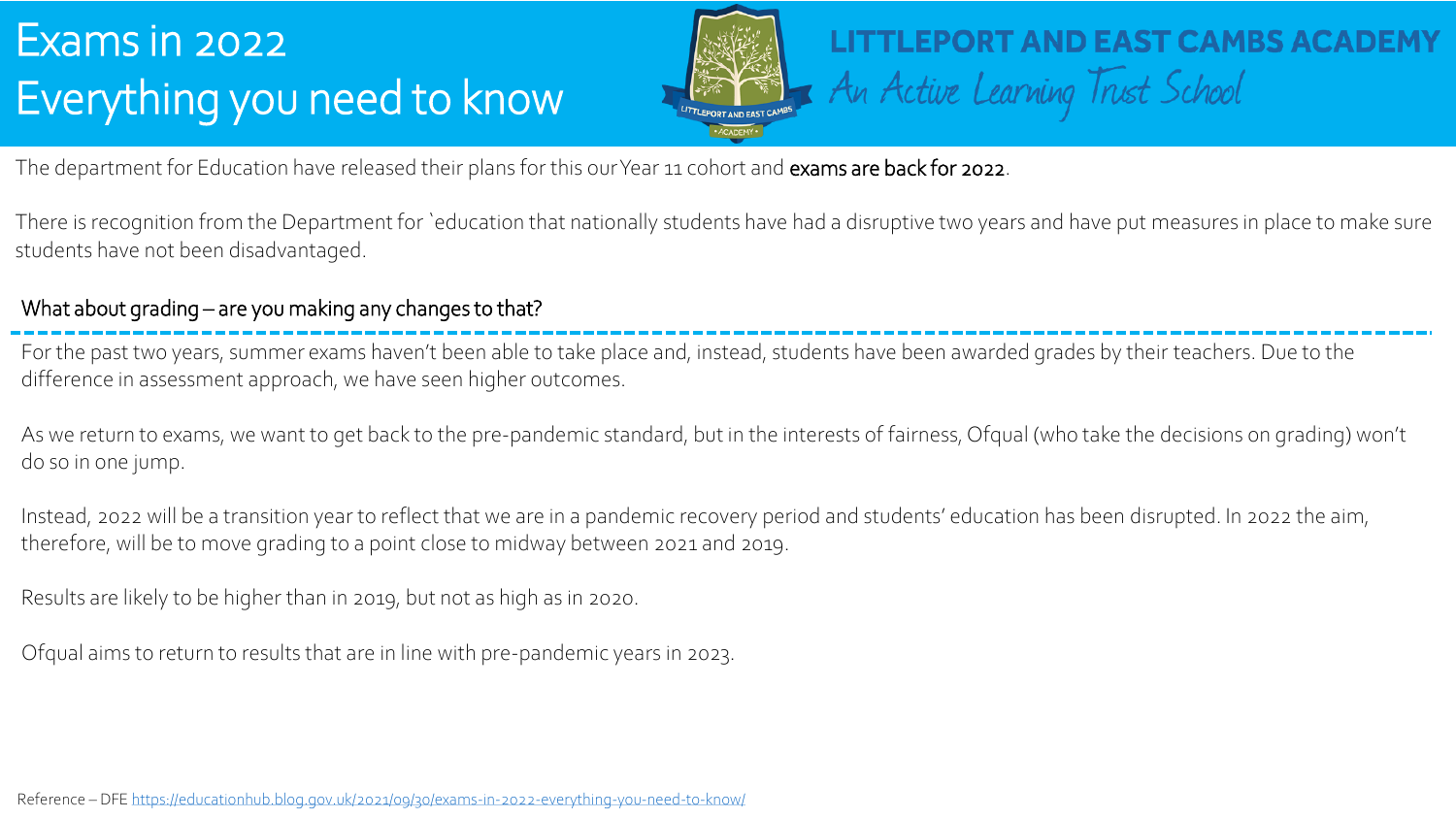# Exams in 2022
# Everything you need to know

**LITTLEPORT AND EAST CAMBS ACADEMY**

*An Active Learning Trust School*

The department for Education have released their plans for this our Year 11 cohort and **exams are back for 2022**.

There is recognition from the Department for `education that nationally students have had a disruptive two years and have put measures in place to make sure students have not been disadvantaged.

## What about grading – are you making any changes to that?

For the past two years, summer exams haven't been able to take place and, instead, students have been awarded grades by their teachers. Due to the difference in assessment approach, we have seen higher outcomes.

As we return to exams, we want to get back to the pre-pandemic standard, but in the interests of fairness, Ofqual (who take the decisions on grading) won't do so in one jump.

Instead, 2022 will be a transition year to reflect that we are in a pandemic recovery period and students' education has been disrupted. In 2022 the aim, therefore, will be to move grading to a point close to midway between 2021 and 2019.

Results are likely to be higher than in 2019, but not as high as in 2020.

Ofqual aims to return to results that are in line with pre-pandemic years in 2023.

Reference – DFE https://educationhub.blog.gov.uk/2021/09/30/exams-in-2022-everything-you-need-to-know/